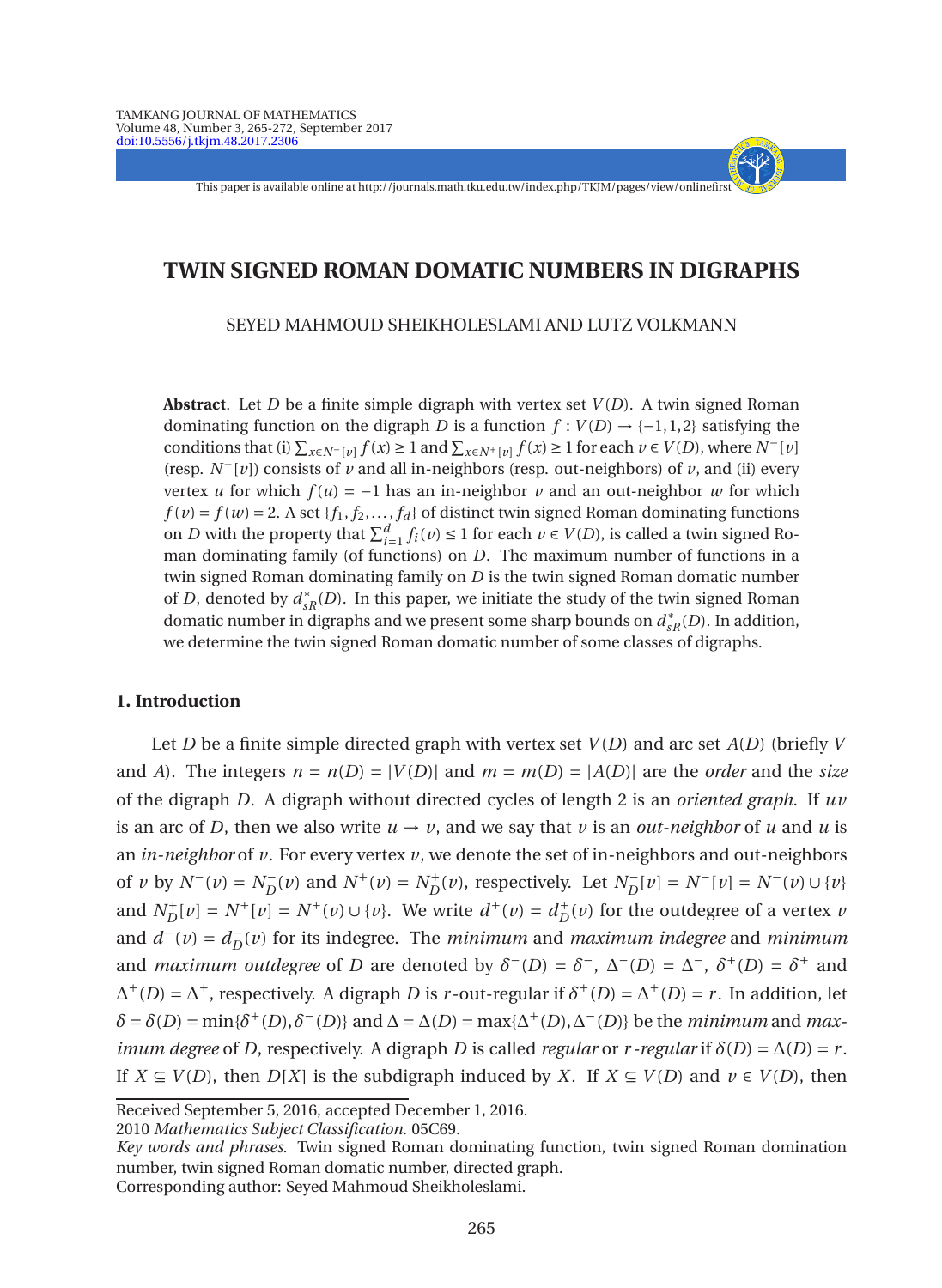# TWIN SIGNED ROMAN DOMATIC NUMBERS IN DIGRAPHS

SEYED MAHMOUD SHEIKHOLESLAMI AND LUTZ VOLKMANN

**Abstract**. Let $D$ be a finite simple digraph with vertex set $V(D)$. A twin signed Roman dominating function on the digraph $D$ is a function $f : V(D) \to \{-1,1,2\}$ satisfying the conditions that (i) $\sum_{x\in N^-[v]} f(x) \geq 1$ and $\sum_{x\in N^+[v]} f(x) \geq 1$ for each $v \in V(D)$, where $N^-[v]$ (resp. $N^+[v]$) consists of $v$ and all in-neighbors (resp. out-neighbors) of $v$, and (ii) every vertex $u$ for which $f(u) = -1$ has an in-neighbor $v$ and an out-neighbor $w$ for which $f(v) = f(w) = 2$. A set $\{f_1, f_2, \ldots, f_d\}$ of distinct twin signed Roman dominating functions on $D$ with the property that $\sum_{i=1}^{d} f_i(v) \leq 1$ for each $v \in V(D)$, is called a twin signed Roman dominating family (of functions) on $D$. The maximum number of functions in a twin signed Roman dominating family on $D$ is the twin signed Roman domatic number of $D$, denoted by $d^*_{sR}(D)$. In this paper, we initiate the study of the twin signed Roman domatic number in digraphs and we present some sharp bounds on $d^*_{sR}(D)$. In addition, we determine the twin signed Roman domatic number of some classes of digraphs.

## 1. Introduction

Let $D$ be a finite simple directed graph with vertex set $V(D)$ and arc set $A(D)$ (briefly $V$ and $A$). The integers $n = n(D) = |V(D)|$ and $m = m(D) = |A(D)|$ are the *order* and the *size* of the digraph $D$. A digraph without directed cycles of length 2 is an *oriented graph*. If $uv$ is an arc of $D$, then we also write $u \to v$, and we say that $v$ is an *out-neighbor* of $u$ and $u$ is an *in-neighbor* of $v$. For every vertex $v$, we denote the set of in-neighbors and out-neighbors of $v$ by $N^-(v) = N^-_D(v)$ and $N^+(v) = N^+_D(v)$, respectively. Let $N^-_D[v] = N^-[v] = N^-(v) \cup \{v\}$ and $N^+_D[v] = N^+[v] = N^+(v) \cup \{v\}$. We write $d^+(v) = d^+_D(v)$ for the outdegree of a vertex $v$ and $d^-(v) = d^-_D(v)$ for its indegree. The *minimum* and *maximum indegree* and *minimum* and *maximum outdegree* of $D$ are denoted by $\delta^-(D) = \delta^-$, $\Delta^-(D) = \Delta^-$, $\delta^+(D) = \delta^+$ and $\Delta^+(D) = \Delta^+$, respectively. A digraph $D$ is $r$-out-regular if $\delta^+(D) = \Delta^+(D) = r$. In addition, let $\delta = \delta(D) = \min\{\delta^+(D), \delta^-(D)\}$ and $\Delta = \Delta(D) = \max\{\Delta^+(D), \Delta^-(D)\}$ be the *minimum* and *maximum degree* of $D$, respectively. A digraph $D$ is called *regular* or *r-regular* if $\delta(D) = \Delta(D) = r$. If $X \subseteq V(D)$, then $D[X]$ is the subdigraph induced by $X$. If $X \subseteq V(D)$ and $v \in V(D)$, then

Received September 5, 2016, accepted December 1, 2016.

2010 *Mathematics Subject Classification*. 05C69.

*Key words and phrases*. Twin signed Roman dominating function, twin signed Roman domination number, twin signed Roman domatic number, directed graph.

Corresponding author: Seyed Mahmoud Sheikholeslami.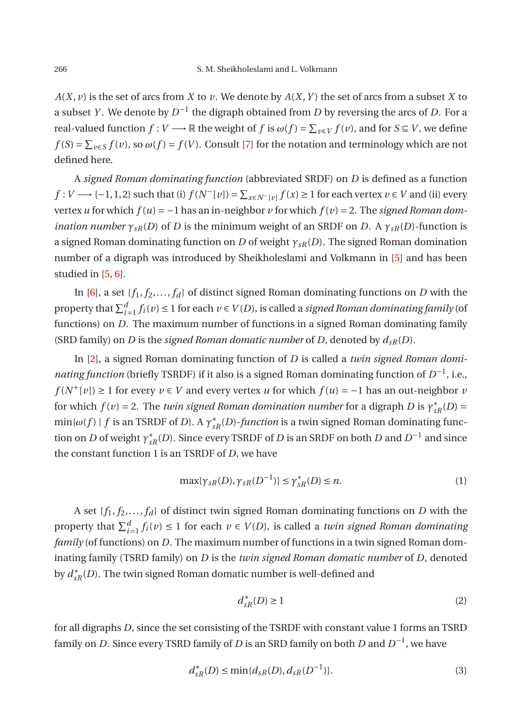$A(X, v)$ is the set of arcs from $X$ to $v$. We denote by $A(X, Y)$ the set of arcs from a subset $X$ to a subset $Y$. We denote by $D^{-1}$ the digraph obtained from $D$ by reversing the arcs of $D$. For a real-valued function $f : V \longrightarrow \mathbb{R}$ the weight of $f$ is $\omega(f) = \sum_{v \in V} f(v)$, and for $S \subseteq V$, we define $f(S) = \sum_{v \in S} f(v)$, so $\omega(f) = f(V)$. Consult [7] for the notation and terminology which are not defined here.

A *signed Roman dominating function* (abbreviated SRDF) on $D$ is defined as a function $f : V \longrightarrow \{-1, 1, 2\}$ such that (i) $f(N^-[v]) = \sum_{x \in N^-[v]} f(x) \geq 1$ for each vertex $v \in V$ and (ii) every vertex $u$ for which $f(u) = -1$ has an in-neighbor $v$ for which $f(v) = 2$. The *signed Roman domination number* $\gamma_{sR}(D)$ of $D$ is the minimum weight of an SRDF on $D$. A $\gamma_{sR}(D)$-function is a signed Roman dominating function on $D$ of weight $\gamma_{sR}(D)$. The signed Roman domination number of a digraph was introduced by Sheikholeslami and Volkmann in [5] and has been studied in [5, 6].

In [6], a set $\{f_1, f_2, \ldots, f_d\}$ of distinct signed Roman dominating functions on $D$ with the property that $\sum_{i=1}^{d} f_i(v) \leq 1$ for each $v \in V(D)$, is called a *signed Roman dominating family* (of functions) on $D$. The maximum number of functions in a signed Roman dominating family (SRD family) on $D$ is the *signed Roman domatic number* of $D$, denoted by $d_{sR}(D)$.

In [2], a signed Roman dominating function of $D$ is called a *twin signed Roman dominating function* (briefly TSRDF) if it also is a signed Roman dominating function of $D^{-1}$, i.e., $f(N^+[v]) \geq 1$ for every $v \in V$ and every vertex $u$ for which $f(u) = -1$ has an out-neighbor $v$ for which $f(v) = 2$. The *twin signed Roman domination number* for a digraph $D$ is $\gamma^*_{sR}(D) = \min\{\omega(f) \mid f \text{ is an TSRDF of } D\}$. A $\gamma^*_{sR}(D)$-*function* is a twin signed Roman dominating function on $D$ of weight $\gamma^*_{sR}(D)$. Since every TSRDF of $D$ is an SRDF on both $D$ and $D^{-1}$ and since the constant function 1 is an TSRDF of $D$, we have

$$\max\{\gamma_{sR}(D), \gamma_{sR}(D^{-1})\} \leq \gamma^*_{sR}(D) \leq n. \tag{1}$$

A set $\{f_1, f_2, \ldots, f_d\}$ of distinct twin signed Roman dominating functions on $D$ with the property that $\sum_{i=1}^{d} f_i(v) \leq 1$ for each $v \in V(D)$, is called a *twin signed Roman dominating family* (of functions) on $D$. The maximum number of functions in a twin signed Roman dominating family (TSRD family) on $D$ is the *twin signed Roman domatic number* of $D$, denoted by $d^*_{sR}(D)$. The twin signed Roman domatic number is well-defined and

$$d^*_{sR}(D) \geq 1 \tag{2}$$

for all digraphs $D$, since the set consisting of the TSRDF with constant value 1 forms an TSRD family on $D$. Since every TSRD family of $D$ is an SRD family on both $D$ and $D^{-1}$, we have

$$d^*_{sR}(D) \leq \min\{d_{sR}(D), d_{sR}(D^{-1})\}. \tag{3}$$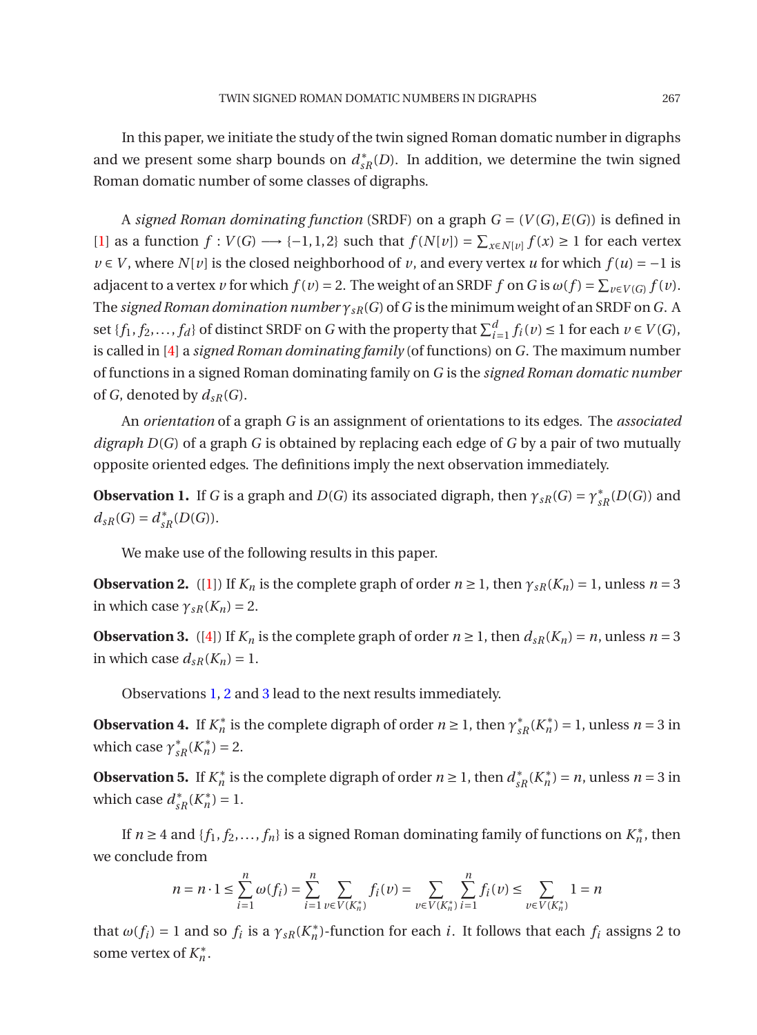In this paper, we initiate the study of the twin signed Roman domatic number in digraphs and we present some sharp bounds on $d_{sR}^*(D)$. In addition, we determine the twin signed Roman domatic number of some classes of digraphs.

A *signed Roman dominating function* (SRDF) on a graph $G = (V(G), E(G))$ is defined in [1] as a function $f : V(G) \longrightarrow \{-1, 1, 2\}$ such that $f(N[v]) = \sum_{x \in N[v]} f(x) \geq 1$ for each vertex $v \in V$, where $N[v]$ is the closed neighborhood of $v$, and every vertex $u$ for which $f(u) = -1$ is adjacent to a vertex $v$ for which $f(v) = 2$. The weight of an SRDF $f$ on $G$ is $\omega(f) = \sum_{v \in V(G)} f(v)$. The *signed Roman domination number* $\gamma_{sR}(G)$ of $G$ is the minimum weight of an SRDF on $G$. A set $\{f_1, f_2, \ldots, f_d\}$ of distinct SRDF on $G$ with the property that $\sum_{i=1}^{d} f_i(v) \leq 1$ for each $v \in V(G)$, is called in [4] a *signed Roman dominating family* (of functions) on $G$. The maximum number of functions in a signed Roman dominating family on $G$ is the *signed Roman domatic number* of $G$, denoted by $d_{sR}(G)$.

An *orientation* of a graph $G$ is an assignment of orientations to its edges. The *associated digraph* $D(G)$ of a graph $G$ is obtained by replacing each edge of $G$ by a pair of two mutually opposite oriented edges. The definitions imply the next observation immediately.

**Observation 1.** If $G$ is a graph and $D(G)$ its associated digraph, then $\gamma_{sR}(G) = \gamma_{sR}^*(D(G))$ and $d_{sR}(G) = d_{sR}^*(D(G))$.

We make use of the following results in this paper.

**Observation 2.** ([1]) If $K_n$ is the complete graph of order $n \geq 1$, then $\gamma_{sR}(K_n) = 1$, unless $n = 3$ in which case $\gamma_{sR}(K_n) = 2$.

**Observation 3.** ([4]) If $K_n$ is the complete graph of order $n \geq 1$, then $d_{sR}(K_n) = n$, unless $n = 3$ in which case $d_{sR}(K_n) = 1$.

Observations 1, 2 and 3 lead to the next results immediately.

**Observation 4.** If $K_n^*$ is the complete digraph of order $n \geq 1$, then $\gamma_{sR}^*(K_n^*) = 1$, unless $n = 3$ in which case $\gamma_{sR}^*(K_n^*) = 2$.

**Observation 5.** If $K_n^*$ is the complete digraph of order $n \geq 1$, then $d_{sR}^*(K_n^*) = n$, unless $n = 3$ in which case $d_{sR}^*(K_n^*) = 1$.

If $n \geq 4$ and $\{f_1, f_2, \ldots, f_n\}$ is a signed Roman dominating family of functions on $K_n^*$, then we conclude from

$$n = n \cdot 1 \leq \sum_{i=1}^{n} \omega(f_i) = \sum_{i=1}^{n} \sum_{v \in V(K_n^*)} f_i(v) = \sum_{v \in V(K_n^*)} \sum_{i=1}^{n} f_i(v) \leq \sum_{v \in V(K_n^*)} 1 = n$$

that $\omega(f_i) = 1$ and so $f_i$ is a $\gamma_{sR}(K_n^*)$-function for each $i$. It follows that each $f_i$ assigns 2 to some vertex of $K_n^*$.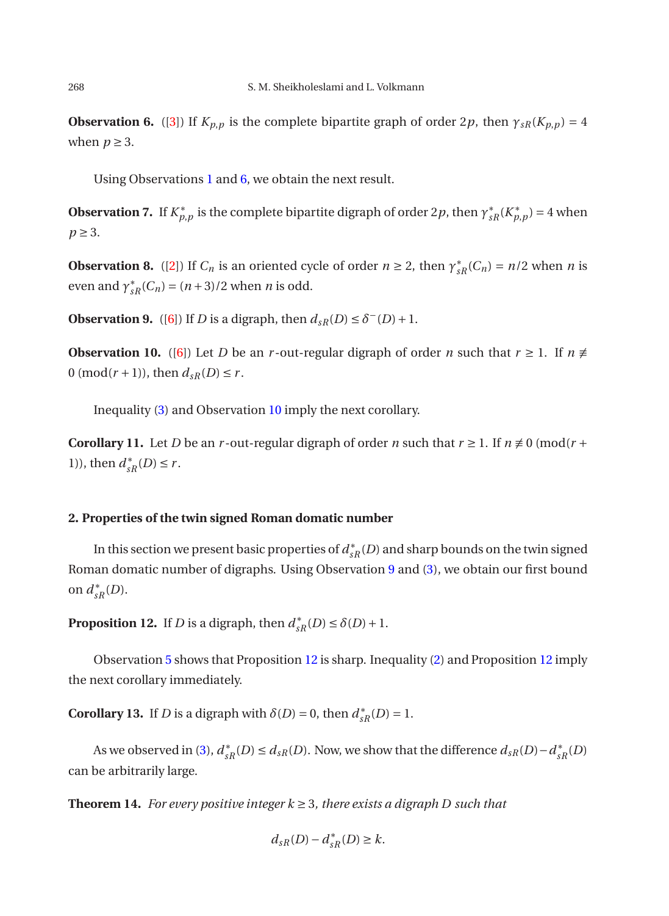**Observation 6.** ([3]) If $K_{p,p}$ is the complete bipartite graph of order $2p$, then $\gamma_{sR}(K_{p,p}) = 4$ when $p \geq 3$.

Using Observations 1 and 6, we obtain the next result.

**Observation 7.** If $K^*_{p,p}$ is the complete bipartite digraph of order $2p$, then $\gamma^*_{sR}(K^*_{p,p}) = 4$ when $p \geq 3$.

**Observation 8.** ([2]) If $C_n$ is an oriented cycle of order $n \geq 2$, then $\gamma^*_{sR}(C_n) = n/2$ when $n$ is even and $\gamma^*_{sR}(C_n) = (n+3)/2$ when $n$ is odd.

**Observation 9.** ([6]) If $D$ is a digraph, then $d_{sR}(D) \leq \delta^-(D) + 1$.

**Observation 10.** ([6]) Let $D$ be an $r$-out-regular digraph of order $n$ such that $r \geq 1$. If $n \not\equiv 0 \pmod{r+1}$, then $d_{sR}(D) \leq r$.

Inequality (3) and Observation 10 imply the next corollary.

**Corollary 11.** Let $D$ be an $r$-out-regular digraph of order $n$ such that $r \geq 1$. If $n \not\equiv 0 \pmod{r+1}$, then $d^*_{sR}(D) \leq r$.

## 2. Properties of the twin signed Roman domatic number

In this section we present basic properties of $d^*_{sR}(D)$ and sharp bounds on the twin signed Roman domatic number of digraphs. Using Observation 9 and (3), we obtain our first bound on $d^*_{sR}(D)$.

**Proposition 12.** If $D$ is a digraph, then $d^*_{sR}(D) \leq \delta(D) + 1$.

Observation 5 shows that Proposition 12 is sharp. Inequality (2) and Proposition 12 imply the next corollary immediately.

**Corollary 13.** If $D$ is a digraph with $\delta(D) = 0$, then $d^*_{sR}(D) = 1$.

As we observed in (3), $d^*_{sR}(D) \leq d_{sR}(D)$. Now, we show that the difference $d_{sR}(D) - d^*_{sR}(D)$ can be arbitrarily large.

**Theorem 14.** *For every positive integer $k \geq 3$, there exists a digraph $D$ such that*

$$d_{sR}(D) - d^*_{sR}(D) \geq k.$$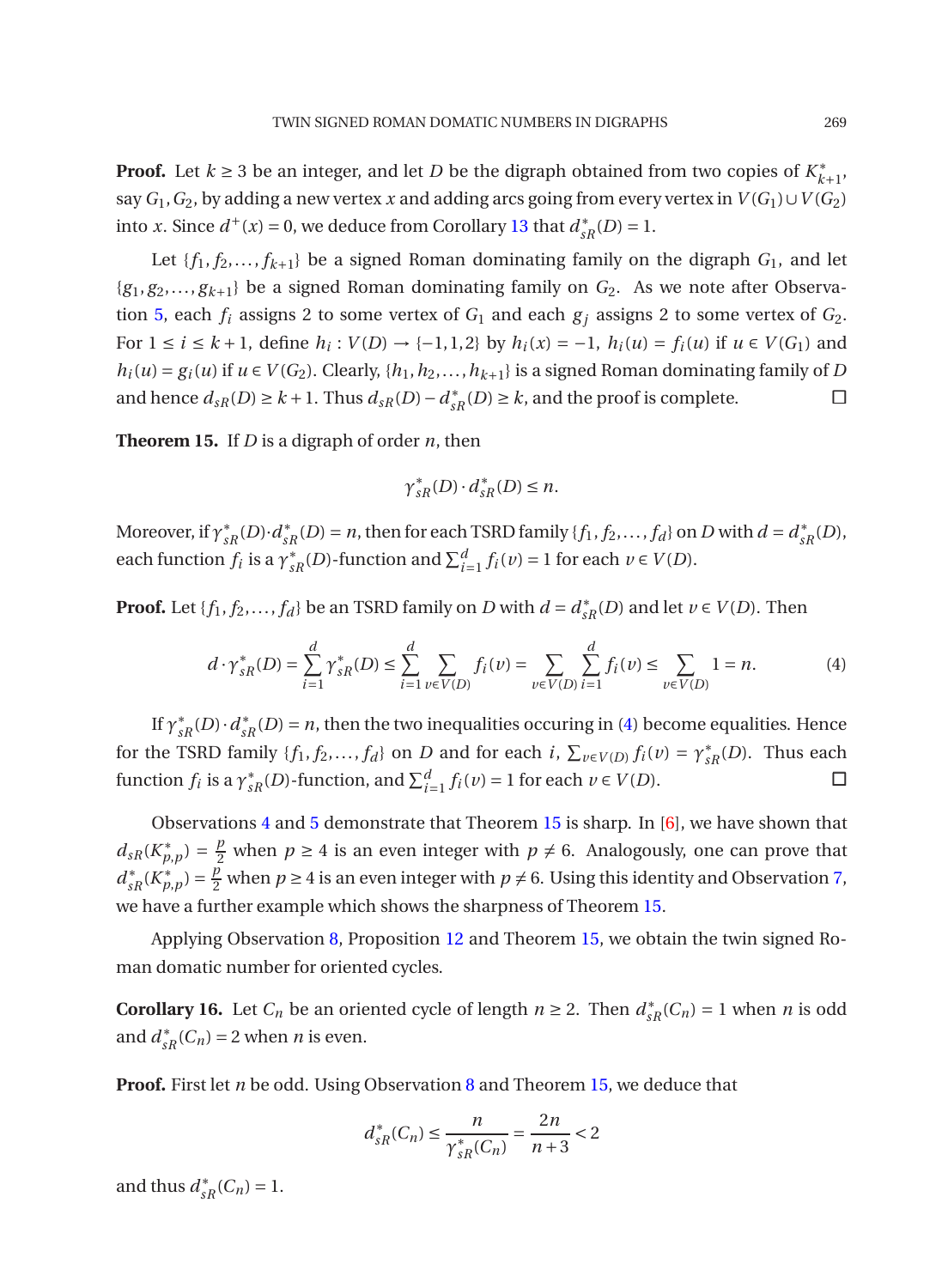**Proof.** Let $k \geq 3$ be an integer, and let $D$ be the digraph obtained from two copies of $K^*_{k+1}$, say $G_1, G_2$, by adding a new vertex $x$ and adding arcs going from every vertex in $V(G_1) \cup V(G_2)$ into $x$. Since $d^+(x) = 0$, we deduce from Corollary 13 that $d^*_{sR}(D) = 1$.

Let $\{f_1, f_2, \ldots, f_{k+1}\}$ be a signed Roman dominating family on the digraph $G_1$, and let $\{g_1, g_2, \ldots, g_{k+1}\}$ be a signed Roman dominating family on $G_2$. As we note after Observation 5, each $f_i$ assigns 2 to some vertex of $G_1$ and each $g_j$ assigns 2 to some vertex of $G_2$. For $1 \leq i \leq k+1$, define $h_i : V(D) \to \{-1, 1, 2\}$ by $h_i(x) = -1$, $h_i(u) = f_i(u)$ if $u \in V(G_1)$ and $h_i(u) = g_i(u)$ if $u \in V(G_2)$. Clearly, $\{h_1, h_2, \ldots, h_{k+1}\}$ is a signed Roman dominating family of $D$ and hence $d_{sR}(D) \geq k+1$. Thus $d_{sR}(D) - d^*_{sR}(D) \geq k$, and the proof is complete. □

**Theorem 15.** If $D$ is a digraph of order $n$, then

$$\gamma^*_{sR}(D) \cdot d^*_{sR}(D) \leq n.$$

Moreover, if $\gamma^*_{sR}(D) \cdot d^*_{sR}(D) = n$, then for each TSRD family $\{f_1, f_2, \ldots, f_d\}$ on $D$ with $d = d^*_{sR}(D)$, each function $f_i$ is a $\gamma^*_{sR}(D)$-function and $\sum_{i=1}^{d} f_i(v) = 1$ for each $v \in V(D)$.

**Proof.** Let $\{f_1, f_2, \ldots, f_d\}$ be an TSRD family on $D$ with $d = d^*_{sR}(D)$ and let $v \in V(D)$. Then

$$d \cdot \gamma^*_{sR}(D) = \sum_{i=1}^{d} \gamma^*_{sR}(D) \leq \sum_{i=1}^{d} \sum_{v \in V(D)} f_i(v) = \sum_{v \in V(D)} \sum_{i=1}^{d} f_i(v) \leq \sum_{v \in V(D)} 1 = n. \tag{4}$$

If $\gamma^*_{sR}(D) \cdot d^*_{sR}(D) = n$, then the two inequalities occuring in (4) become equalities. Hence for the TSRD family $\{f_1, f_2, \ldots, f_d\}$ on $D$ and for each $i$, $\sum_{v \in V(D)} f_i(v) = \gamma^*_{sR}(D)$. Thus each function $f_i$ is a $\gamma^*_{sR}(D)$-function, and $\sum_{i=1}^{d} f_i(v) = 1$ for each $v \in V(D)$. □

Observations 4 and 5 demonstrate that Theorem 15 is sharp. In [6], we have shown that $d_{sR}(K^*_{p,p}) = \frac{p}{2}$ when $p \geq 4$ is an even integer with $p \neq 6$. Analogously, one can prove that $d^*_{sR}(K^*_{p,p}) = \frac{p}{2}$ when $p \geq 4$ is an even integer with $p \neq 6$. Using this identity and Observation 7, we have a further example which shows the sharpness of Theorem 15.

Applying Observation 8, Proposition 12 and Theorem 15, we obtain the twin signed Roman domatic number for oriented cycles.

**Corollary 16.** Let $C_n$ be an oriented cycle of length $n \geq 2$. Then $d^*_{sR}(C_n) = 1$ when $n$ is odd and $d^*_{sR}(C_n) = 2$ when $n$ is even.

**Proof.** First let $n$ be odd. Using Observation 8 and Theorem 15, we deduce that

$$d^*_{sR}(C_n) \leq \frac{n}{\gamma^*_{sR}(C_n)} = \frac{2n}{n+3} < 2$$

and thus $d^*_{sR}(C_n) = 1$.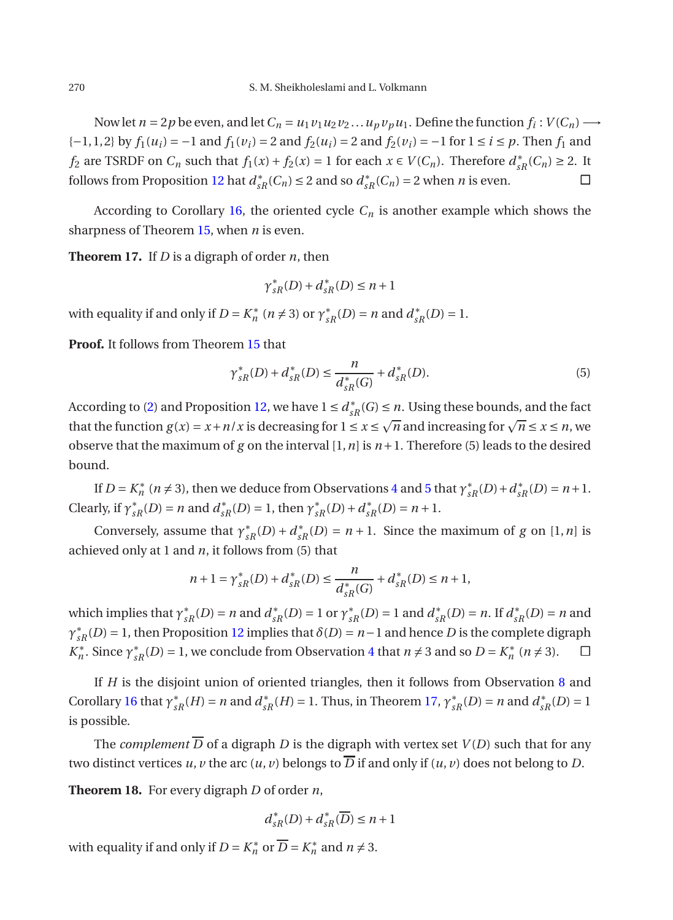Now let $n = 2p$ be even, and let $C_n = u_1v_1u_2v_2 \dots u_pv_pu_1$. Define the function $f_i : V(C_n) \longrightarrow \{-1, 1, 2\}$ by $f_1(u_i) = -1$ and $f_1(v_i) = 2$ and $f_2(u_i) = 2$ and $f_2(v_i) = -1$ for $1 \le i \le p$. Then $f_1$ and $f_2$ are TSRDF on $C_n$ such that $f_1(x) + f_2(x) = 1$ for each $x \in V(C_n)$. Therefore $d^*_{sR}(C_n) \ge 2$. It follows from Proposition 12 hat $d^*_{sR}(C_n) \le 2$ and so $d^*_{sR}(C_n) = 2$ when $n$ is even. □

According to Corollary 16, the oriented cycle $C_n$ is another example which shows the sharpness of Theorem 15, when $n$ is even.

**Theorem 17.** If $D$ is a digraph of order $n$, then

$$\gamma^*_{sR}(D) + d^*_{sR}(D) \le n + 1$$

with equality if and only if $D = K^*_n$ $(n \ne 3)$ or $\gamma^*_{sR}(D) = n$ and $d^*_{sR}(D) = 1$.

**Proof.** It follows from Theorem 15 that

$$\gamma^*_{sR}(D) + d^*_{sR}(D) \le \frac{n}{d^*_{sR}(G)} + d^*_{sR}(D). \tag{5}$$

According to (2) and Proposition 12, we have $1 \le d^*_{sR}(G) \le n$. Using these bounds, and the fact that the function $g(x) = x + n/x$ is decreasing for $1 \le x \le \sqrt{n}$ and increasing for $\sqrt{n} \le x \le n$, we observe that the maximum of $g$ on the interval $[1, n]$ is $n+1$. Therefore (5) leads to the desired bound.

If $D = K^*_n$ $(n \ne 3)$, then we deduce from Observations 4 and 5 that $\gamma^*_{sR}(D) + d^*_{sR}(D) = n+1$. Clearly, if $\gamma^*_{sR}(D) = n$ and $d^*_{sR}(D) = 1$, then $\gamma^*_{sR}(D) + d^*_{sR}(D) = n+1$.

Conversely, assume that $\gamma^*_{sR}(D) + d^*_{sR}(D) = n + 1$. Since the maximum of $g$ on $[1, n]$ is achieved only at 1 and $n$, it follows from (5) that

$$n + 1 = \gamma^*_{sR}(D) + d^*_{sR}(D) \le \frac{n}{d^*_{sR}(G)} + d^*_{sR}(D) \le n + 1,$$

which implies that $\gamma^*_{sR}(D) = n$ and $d^*_{sR}(D) = 1$ or $\gamma^*_{sR}(D) = 1$ and $d^*_{sR}(D) = n$. If $d^*_{sR}(D) = n$ and $\gamma^*_{sR}(D) = 1$, then Proposition 12 implies that $\delta(D) = n - 1$ and hence $D$ is the complete digraph $K^*_n$. Since $\gamma^*_{sR}(D) = 1$, we conclude from Observation 4 that $n \ne 3$ and so $D = K^*_n$ $(n \ne 3)$. □

If $H$ is the disjoint union of oriented triangles, then it follows from Observation 8 and Corollary 16 that $\gamma^*_{sR}(H) = n$ and $d^*_{sR}(H) = 1$. Thus, in Theorem 17, $\gamma^*_{sR}(D) = n$ and $d^*_{sR}(D) = 1$ is possible.

The *complement* $\overline{D}$ of a digraph $D$ is the digraph with vertex set $V(D)$ such that for any two distinct vertices $u, v$ the arc $(u, v)$ belongs to $\overline{D}$ if and only if $(u, v)$ does not belong to $D$.

**Theorem 18.** For every digraph $D$ of order $n$,

$$d^*_{sR}(D) + d^*_{sR}(\overline{D}) \le n + 1$$

with equality if and only if $D = K^*_n$ or $\overline{D} = K^*_n$ and $n \ne 3$.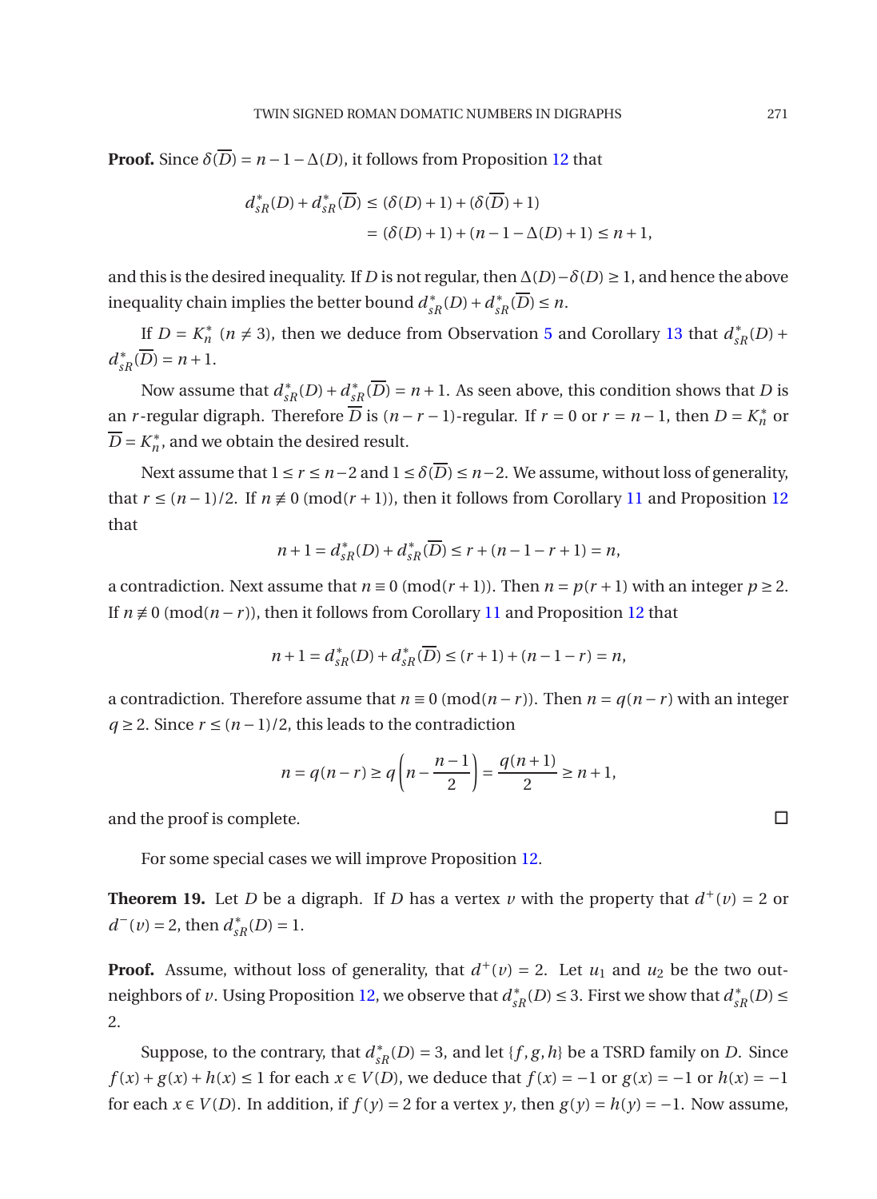**Proof.** Since $\delta(\overline{D}) = n-1-\Delta(D)$, it follows from Proposition 12 that

$$
\begin{aligned}
d^*_{sR}(D) + d^*_{sR}(\overline{D}) &\le (\delta(D)+1) + (\delta(\overline{D})+1) \\
&= (\delta(D)+1) + (n-1-\Delta(D)+1) \le n+1,
\end{aligned}
$$

and this is the desired inequality. If $D$ is not regular, then $\Delta(D) - \delta(D) \ge 1$, and hence the above inequality chain implies the better bound $d^*_{sR}(D) + d^*_{sR}(\overline{D}) \le n$.

If $D = K^*_n$ $(n \ne 3)$, then we deduce from Observation 5 and Corollary 13 that $d^*_{sR}(D) + d^*_{sR}(\overline{D}) = n+1$.

Now assume that $d^*_{sR}(D) + d^*_{sR}(\overline{D}) = n+1$. As seen above, this condition shows that $D$ is an $r$-regular digraph. Therefore $\overline{D}$ is $(n-r-1)$-regular. If $r = 0$ or $r = n-1$, then $D = K^*_n$ or $\overline{D} = K^*_n$, and we obtain the desired result.

Next assume that $1 \le r \le n-2$ and $1 \le \delta(\overline{D}) \le n-2$. We assume, without loss of generality, that $r \le (n-1)/2$. If $n \not\equiv 0 \pmod{r+1}$, then it follows from Corollary 11 and Proposition 12 that

$$
n+1 = d^*_{sR}(D) + d^*_{sR}(\overline{D}) \le r + (n-1-r+1) = n,
$$

a contradiction. Next assume that $n \equiv 0 \pmod{r+1}$. Then $n = p(r+1)$ with an integer $p \ge 2$. If $n \not\equiv 0 \pmod{n-r}$, then it follows from Corollary 11 and Proposition 12 that

$$
n+1 = d^*_{sR}(D) + d^*_{sR}(\overline{D}) \le (r+1) + (n-1-r) = n,
$$

a contradiction. Therefore assume that $n \equiv 0 \pmod{n-r}$. Then $n = q(n-r)$ with an integer $q \ge 2$. Since $r \le (n-1)/2$, this leads to the contradiction

$$
n = q(n-r) \ge q\left(n - \frac{n-1}{2}\right) = \frac{q(n+1)}{2} \ge n+1,
$$

and the proof is complete. □

For some special cases we will improve Proposition 12.

**Theorem 19.** Let $D$ be a digraph. If $D$ has a vertex $v$ with the property that $d^+(v) = 2$ or $d^-(v) = 2$, then $d^*_{sR}(D) = 1$.

**Proof.** Assume, without loss of generality, that $d^+(v) = 2$. Let $u_1$ and $u_2$ be the two out-neighbors of $v$. Using Proposition 12, we observe that $d^*_{sR}(D) \le 3$. First we show that $d^*_{sR}(D) \le 2$.

Suppose, to the contrary, that $d^*_{sR}(D) = 3$, and let $\{f, g, h\}$ be a TSRD family on $D$. Since $f(x) + g(x) + h(x) \le 1$ for each $x \in V(D)$, we deduce that $f(x) = -1$ or $g(x) = -1$ or $h(x) = -1$ for each $x \in V(D)$. In addition, if $f(y) = 2$ for a vertex $y$, then $g(y) = h(y) = -1$. Now assume,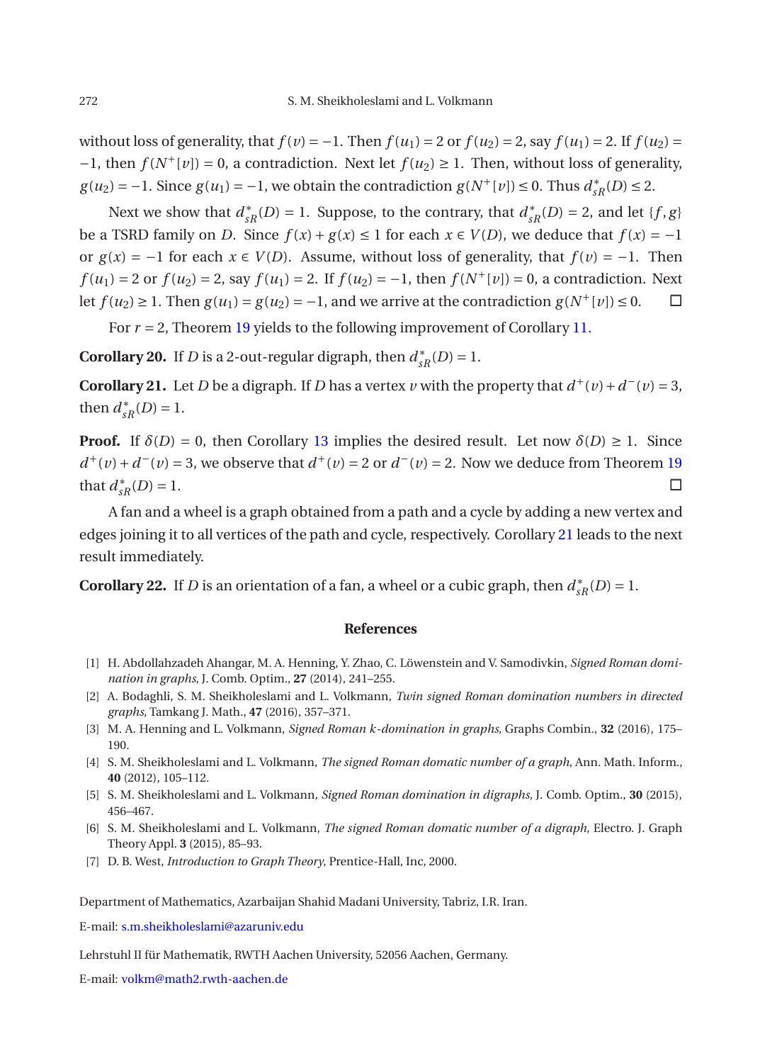without loss of generality, that $f(v) = -1$. Then $f(u_1) = 2$ or $f(u_2) = 2$, say $f(u_1) = 2$. If $f(u_2) = -1$, then $f(N^+[v]) = 0$, a contradiction. Next let $f(u_2) \geq 1$. Then, without loss of generality, $g(u_2) = -1$. Since $g(u_1) = -1$, we obtain the contradiction $g(N^+[v]) \leq 0$. Thus $d^*_{sR}(D) \leq 2$.

Next we show that $d^*_{sR}(D) = 1$. Suppose, to the contrary, that $d^*_{sR}(D) = 2$, and let $\{f, g\}$ be a TSRD family on $D$. Since $f(x) + g(x) \leq 1$ for each $x \in V(D)$, we deduce that $f(x) = -1$ or $g(x) = -1$ for each $x \in V(D)$. Assume, without loss of generality, that $f(v) = -1$. Then $f(u_1) = 2$ or $f(u_2) = 2$, say $f(u_1) = 2$. If $f(u_2) = -1$, then $f(N^+[v]) = 0$, a contradiction. Next let $f(u_2) \geq 1$. Then $g(u_1) = g(u_2) = -1$, and we arrive at the contradiction $g(N^+[v]) \leq 0$. □

For $r = 2$, Theorem 19 yields to the following improvement of Corollary 11.

**Corollary 20.** If $D$ is a 2-out-regular digraph, then $d^*_{sR}(D) = 1$.

**Corollary 21.** Let $D$ be a digraph. If $D$ has a vertex $v$ with the property that $d^+(v) + d^-(v) = 3$, then $d^*_{sR}(D) = 1$.

**Proof.** If $\delta(D) = 0$, then Corollary 13 implies the desired result. Let now $\delta(D) \geq 1$. Since $d^+(v) + d^-(v) = 3$, we observe that $d^+(v) = 2$ or $d^-(v) = 2$. Now we deduce from Theorem 19 that $d^*_{sR}(D) = 1$. □

A fan and a wheel is a graph obtained from a path and a cycle by adding a new vertex and edges joining it to all vertices of the path and cycle, respectively. Corollary 21 leads to the next result immediately.

**Corollary 22.** If $D$ is an orientation of a fan, a wheel or a cubic graph, then $d^*_{sR}(D) = 1$.

## References

[1] H. Abdollahzadeh Ahangar, M. A. Henning, Y. Zhao, C. Löwenstein and V. Samodivkin, *Signed Roman domination in graphs*, J. Comb. Optim., **27** (2014), 241–255.

[2] A. Bodaghli, S. M. Sheikholeslami and L. Volkmann, *Twin signed Roman domination numbers in directed graphs*, Tamkang J. Math., **47** (2016), 357–371.

[3] M. A. Henning and L. Volkmann, *Signed Roman $k$-domination in graphs*, Graphs Combin., **32** (2016), 175–190.

[4] S. M. Sheikholeslami and L. Volkmann, *The signed Roman domatic number of a graph*, Ann. Math. Inform., **40** (2012), 105–112.

[5] S. M. Sheikholeslami and L. Volkmann, *Signed Roman domination in digraphs*, J. Comb. Optim., **30** (2015), 456–467.

[6] S. M. Sheikholeslami and L. Volkmann, *The signed Roman domatic number of a digraph*, Electro. J. Graph Theory Appl. **3** (2015), 85–93.

[7] D. B. West, *Introduction to Graph Theory*, Prentice-Hall, Inc, 2000.

Department of Mathematics, Azarbaijan Shahid Madani University, Tabriz, I.R. Iran.

E-mail: s.m.sheikholeslami@azaruniv.edu

Lehrstuhl II für Mathematik, RWTH Aachen University, 52056 Aachen, Germany.

E-mail: volkm@math2.rwth-aachen.de